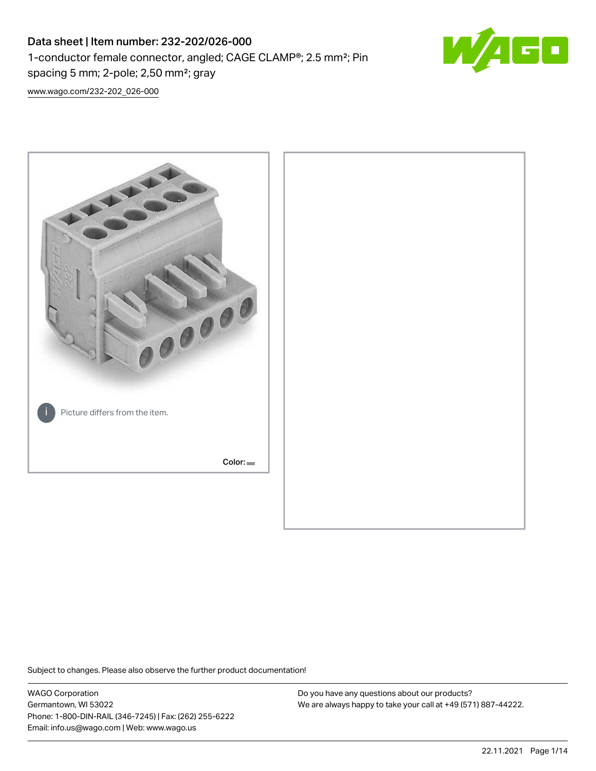# Data sheet | Item number: 232-202/026-000

1-conductor female connector, angled; CAGE CLAMP®; 2.5 mm²; Pin spacing 5 mm; 2-pole; 2,50 mm²; gray

www.wago.com/232-202_026-000

Picture differs from the item.

Color:

Subject to changes. Please also observe the further product documentation!

WAGO Corporation
Germantown, WI 53022
Phone: 1-800-DIN-RAIL (346-7245) | Fax: (262) 255-6222
Email: info.us@wago.com | Web: www.wago.us

Do you have any questions about our products?
We are always happy to take your call at +49 (571) 887-44222.

22.11.2021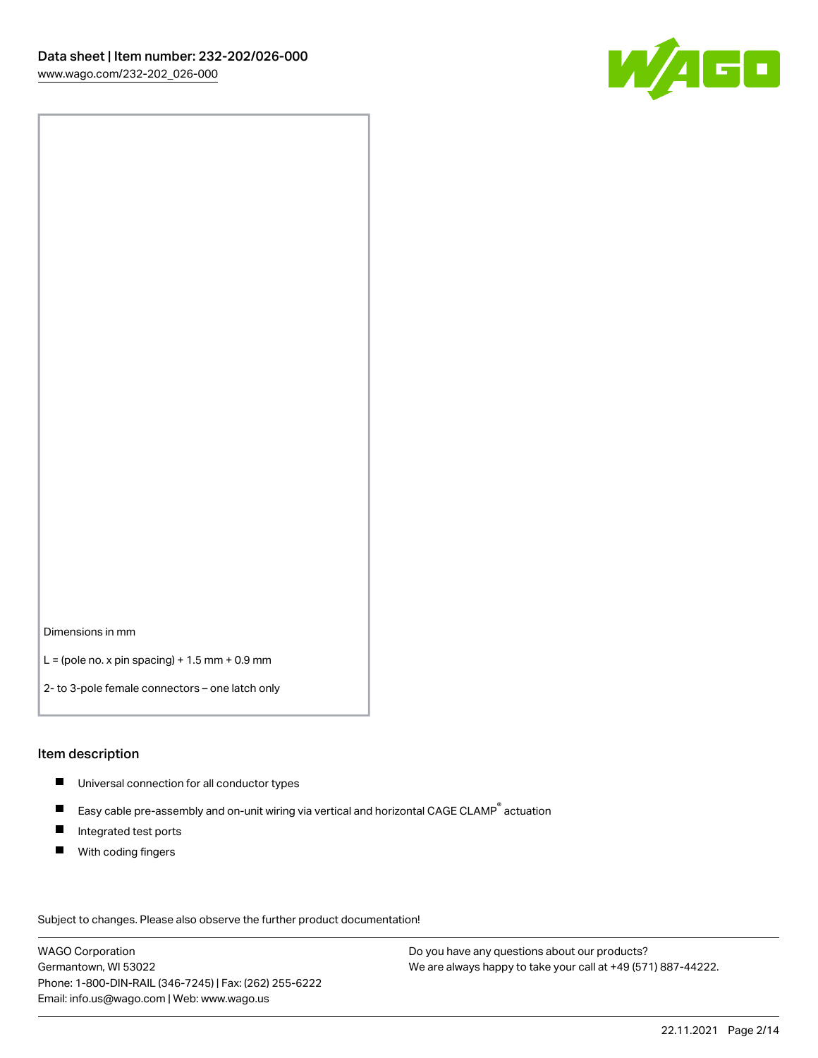Dimensions in mm

L = (pole no. x pin spacing) + 1.5 mm + 0.9 mm

2- to 3-pole female connectors – one latch only

## Item description

- Universal connection for all conductor types
- Easy cable pre-assembly and on-unit wiring via vertical and horizontal CAGE CLAMP® actuation
- Integrated test ports
- With coding fingers

Subject to changes. Please also observe the further product documentation!

WAGO Corporation
Germantown, WI 53022
Phone: 1-800-DIN-RAIL (346-7245) | Fax: (262) 255-6222
Email: info.us@wago.com | Web: www.wago.us

Do you have any questions about our products?
We are always happy to take your call at +49 (571) 887-44222.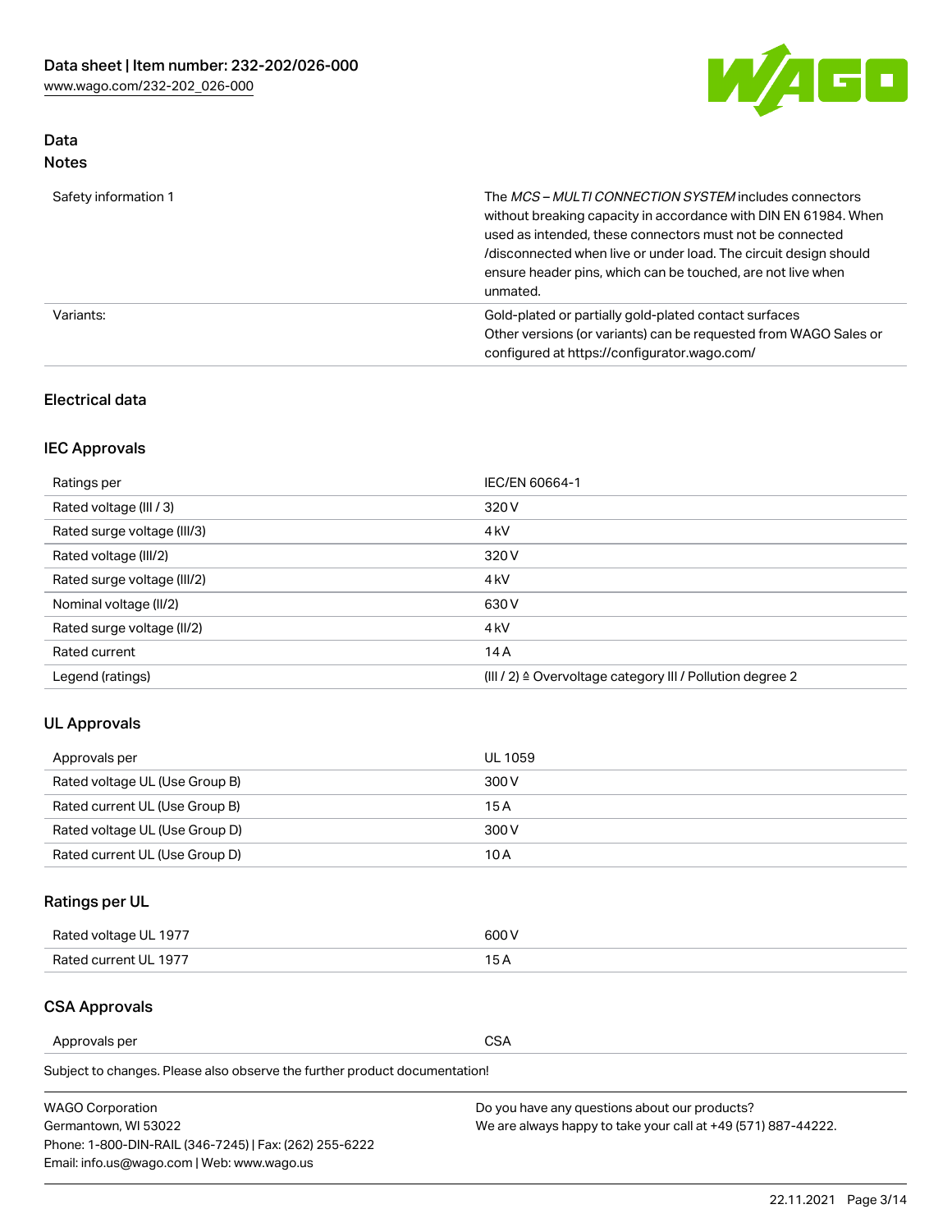## Data
### Notes

| | |
|---|---|
| Safety information 1 | The *MCS – MULTI CONNECTION SYSTEM* includes connectors without breaking capacity in accordance with DIN EN 61984. When used as intended, these connectors must not be connected /disconnected when live or under load. The circuit design should ensure header pins, which can be touched, are not live when unmated. |
| Variants: | Gold-plated or partially gold-plated contact surfaces<br>Other versions (or variants) can be requested from WAGO Sales or configured at https://configurator.wago.com/ |

### Electrical data

### IEC Approvals

| | |
|---|---|
| Ratings per | IEC/EN 60664-1 |
| Rated voltage (III / 3) | 320 V |
| Rated surge voltage (III/3) | 4 kV |
| Rated voltage (III/2) | 320 V |
| Rated surge voltage (III/2) | 4 kV |
| Nominal voltage (II/2) | 630 V |
| Rated surge voltage (II/2) | 4 kV |
| Rated current | 14 A |
| Legend (ratings) | (III / 2) ≙ Overvoltage category III / Pollution degree 2 |

### UL Approvals

| | |
|---|---|
| Approvals per | UL 1059 |
| Rated voltage UL (Use Group B) | 300 V |
| Rated current UL (Use Group B) | 15 A |
| Rated voltage UL (Use Group D) | 300 V |
| Rated current UL (Use Group D) | 10 A |

### Ratings per UL

| | |
|---|---|
| Rated voltage UL 1977 | 600 V |
| Rated current UL 1977 | 15 A |

### CSA Approvals

| | |
|---|---|
| Approvals per | CSA |

Subject to changes. Please also observe the further product documentation!

WAGO Corporation
Germantown, WI 53022
Phone: 1-800-DIN-RAIL (346-7245) | Fax: (262) 255-6222
Email: info.us@wago.com | Web: www.wago.us

Do you have any questions about our products?
We are always happy to take your call at +49 (571) 887-44222.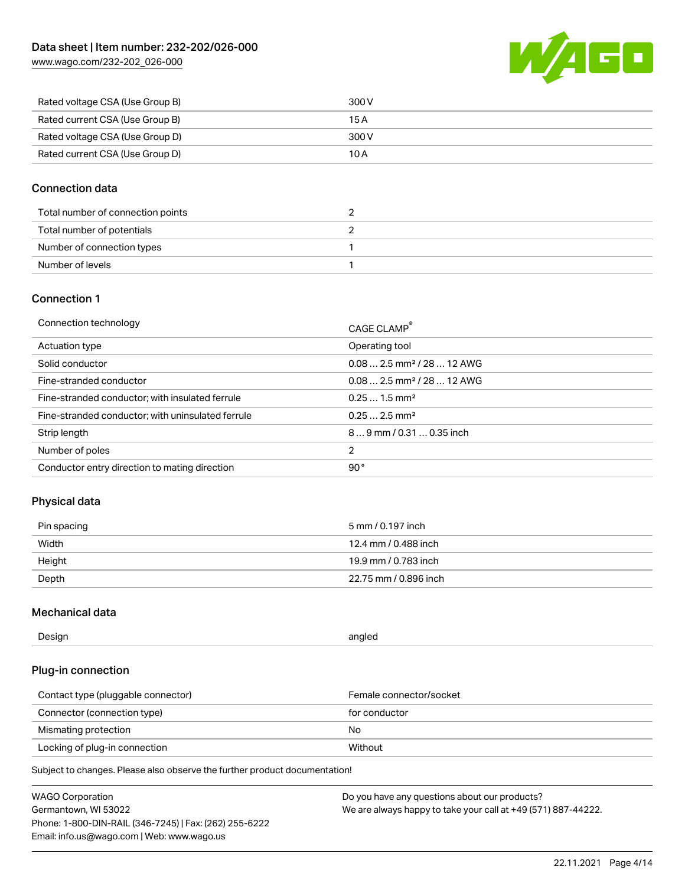| | |
|---|---|
| Rated voltage CSA (Use Group B) | 300 V |
| Rated current CSA (Use Group B) | 15 A |
| Rated voltage CSA (Use Group D) | 300 V |
| Rated current CSA (Use Group D) | 10 A |

## Connection data

| | |
|---|---|
| Total number of connection points | 2 |
| Total number of potentials | 2 |
| Number of connection types | 1 |
| Number of levels | 1 |

## Connection 1

| | |
|---|---|
| Connection technology | CAGE CLAMP® |
| Actuation type | Operating tool |
| Solid conductor | 0.08 … 2.5 mm² / 28 … 12 AWG |
| Fine-stranded conductor | 0.08 … 2.5 mm² / 28 … 12 AWG |
| Fine-stranded conductor; with insulated ferrule | 0.25 … 1.5 mm² |
| Fine-stranded conductor; with uninsulated ferrule | 0.25 … 2.5 mm² |
| Strip length | 8 … 9 mm / 0.31 … 0.35 inch |
| Number of poles | 2 |
| Conductor entry direction to mating direction | 90 ° |

## Physical data

| | |
|---|---|
| Pin spacing | 5 mm / 0.197 inch |
| Width | 12.4 mm / 0.488 inch |
| Height | 19.9 mm / 0.783 inch |
| Depth | 22.75 mm / 0.896 inch |

## Mechanical data

| | |
|---|---|
| Design | angled |

## Plug-in connection

| | |
|---|---|
| Contact type (pluggable connector) | Female connector/socket |
| Connector (connection type) | for conductor |
| Mismating protection | No |
| Locking of plug-in connection | Without |

Subject to changes. Please also observe the further product documentation!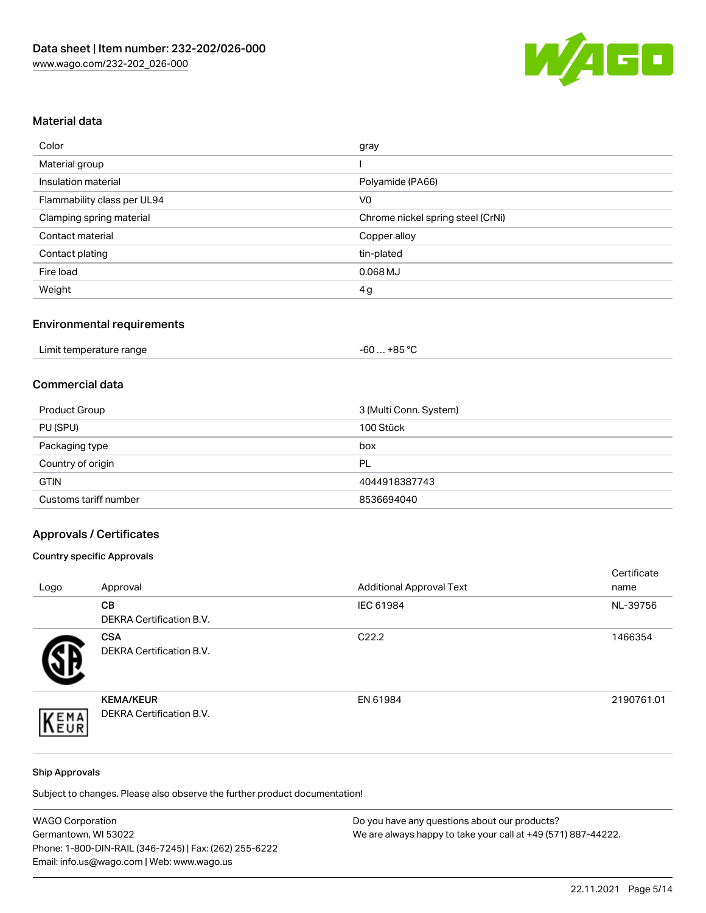## Material data

| Color | gray |
|---|---|
| Material group | I |
| Insulation material | Polyamide (PA66) |
| Flammability class per UL94 | V0 |
| Clamping spring material | Chrome nickel spring steel (CrNi) |
| Contact material | Copper alloy |
| Contact plating | tin-plated |
| Fire load | 0.068 MJ |
| Weight | 4 g |

## Environmental requirements

| Limit temperature range | -60 … +85 °C |
|---|---|

## Commercial data

| Product Group | 3 (Multi Conn. System) |
|---|---|
| PU (SPU) | 100 Stück |
| Packaging type | box |
| Country of origin | PL |
| GTIN | 4044918387743 |
| Customs tariff number | 8536694040 |

## Approvals / Certificates

### Country specific Approvals

| Logo | Approval | Additional Approval Text | Certificate name |
|---|---|---|---|
| | **CB** DEKRA Certification B.V. | IEC 61984 | NL-39756 |
| | **CSA** DEKRA Certification B.V. | C22.2 | 1466354 |
| | **KEMA/KEUR** DEKRA Certification B.V. | EN 61984 | 2190761.01 |

### Ship Approvals

Subject to changes. Please also observe the further product documentation!

WAGO Corporation
Germantown, WI 53022
Phone: 1-800-DIN-RAIL (346-7245) | Fax: (262) 255-6222
Email: info.us@wago.com | Web: www.wago.us

Do you have any questions about our products?
We are always happy to take your call at +49 (571) 887-44222.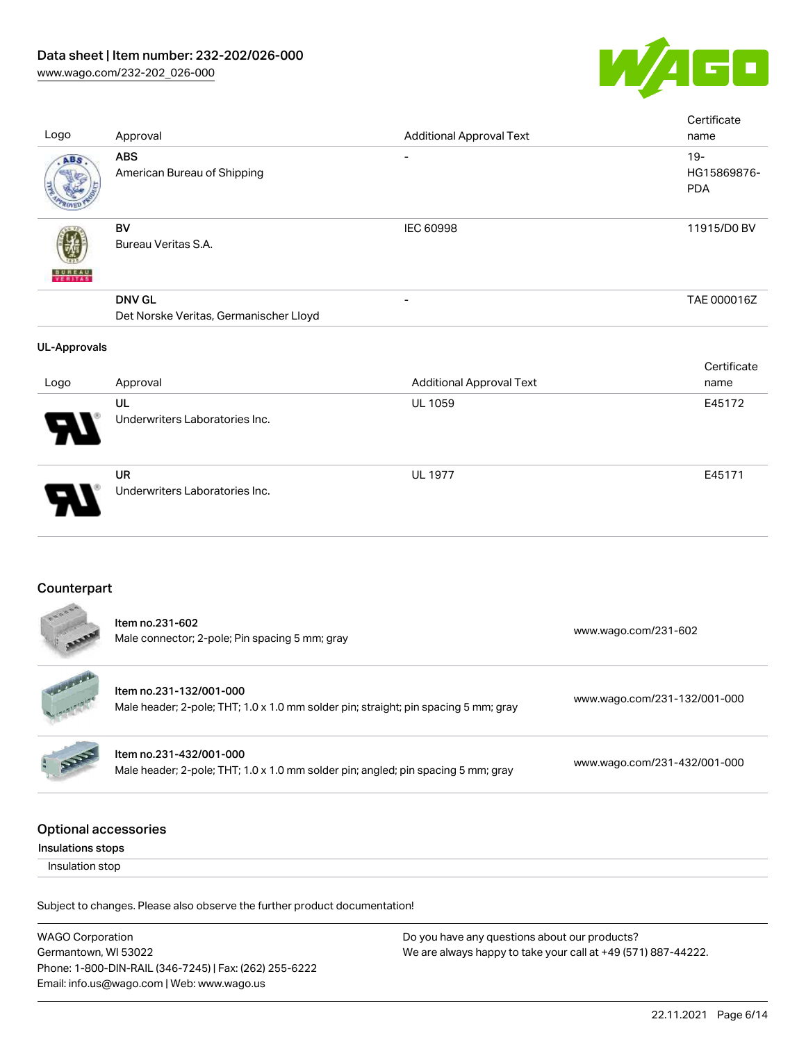| Logo | Approval | Additional Approval Text | Certificate name |
| --- | --- | --- | --- |
| | **ABS** American Bureau of Shipping | - | 19-HG15869876-PDA |
| | **BV** Bureau Veritas S.A. | IEC 60998 | 11915/D0 BV |
| | **DNV GL** Det Norske Veritas, Germanischer Lloyd | - | TAE 000016Z |

**UL-Approvals**

| Logo | Approval | Additional Approval Text | Certificate name |
| --- | --- | --- | --- |
| | **UL** Underwriters Laboratories Inc. | UL 1059 | E45172 |
| | **UR** Underwriters Laboratories Inc. | UL 1977 | E45171 |

## Counterpart

| | | |
| --- | --- | --- |
| | Item no.231-602<br>Male connector; 2-pole; Pin spacing 5 mm; gray | www.wago.com/231-602 |
| | Item no.231-132/001-000<br>Male header; 2-pole; THT; 1.0 x 1.0 mm solder pin; straight; pin spacing 5 mm; gray | www.wago.com/231-132/001-000 |
| | Item no.231-432/001-000<br>Male header; 2-pole; THT; 1.0 x 1.0 mm solder pin; angled; pin spacing 5 mm; gray | www.wago.com/231-432/001-000 |

## Optional accessories

**Insulations stops**

Insulation stop

Subject to changes. Please also observe the further product documentation!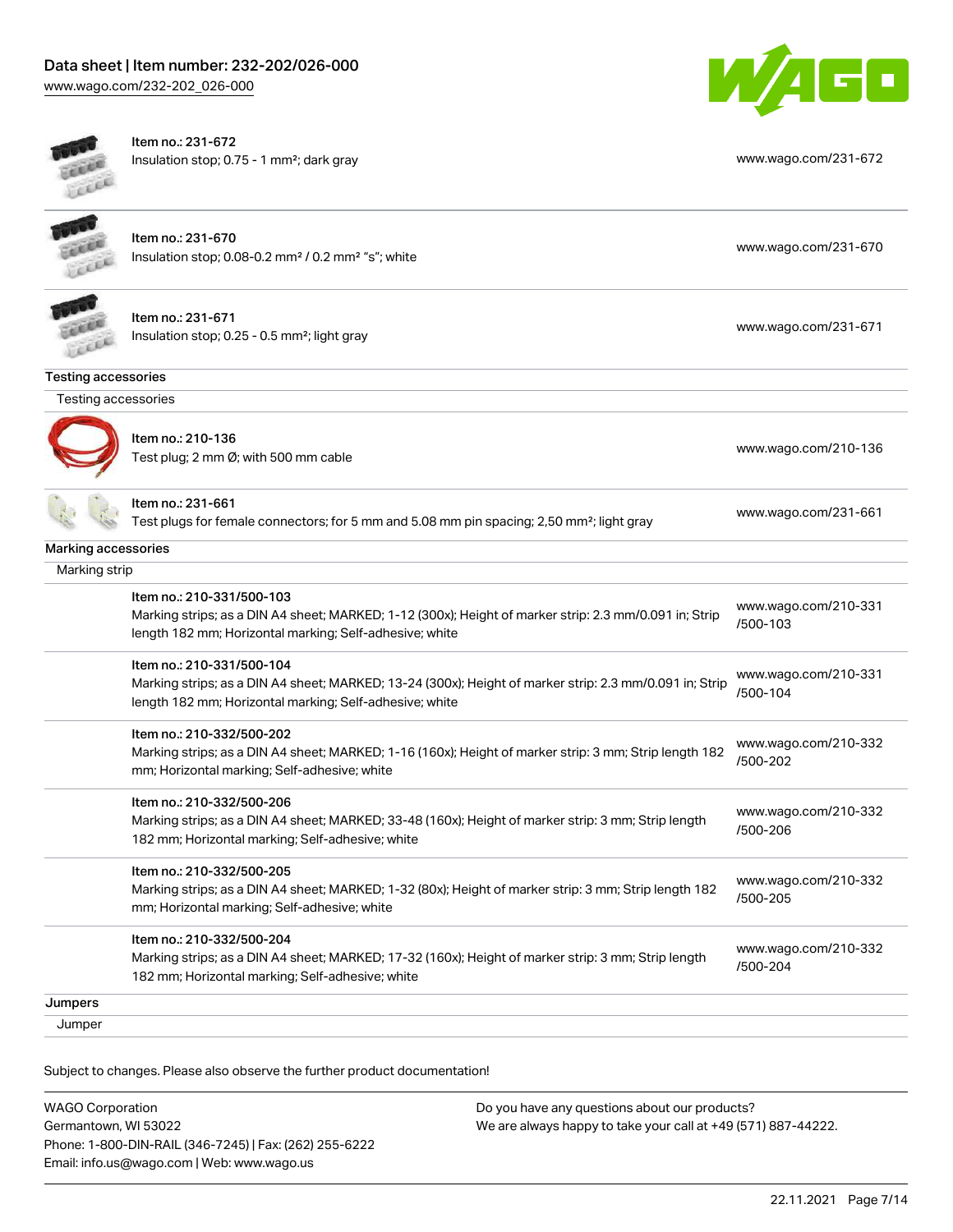| | | |
|---|---|---|
| | Item no.: 231-672<br>Insulation stop; 0.75 - 1 mm²; dark gray | www.wago.com/231-672 |
| | Item no.: 231-670<br>Insulation stop; 0.08-0.2 mm² / 0.2 mm² "s"; white | www.wago.com/231-670 |
| | Item no.: 231-671<br>Insulation stop; 0.25 - 0.5 mm²; light gray | www.wago.com/231-671 |

**Testing accessories**

Testing accessories

| | | |
|---|---|---|
| | Item no.: 210-136<br>Test plug; 2 mm Ø; with 500 mm cable | www.wago.com/210-136 |
| | Item no.: 231-661<br>Test plugs for female connectors; for 5 mm and 5.08 mm pin spacing; 2,50 mm²; light gray | www.wago.com/231-661 |

**Marking accessories**

Marking strip

| | | |
|---|---|---|
| | Item no.: 210-331/500-103<br>Marking strips; as a DIN A4 sheet; MARKED; 1-12 (300x); Height of marker strip: 2.3 mm/0.091 in; Strip length 182 mm; Horizontal marking; Self-adhesive; white | www.wago.com/210-331/500-103 |
| | Item no.: 210-331/500-104<br>Marking strips; as a DIN A4 sheet; MARKED; 13-24 (300x); Height of marker strip: 2.3 mm/0.091 in; Strip length 182 mm; Horizontal marking; Self-adhesive; white | www.wago.com/210-331/500-104 |
| | Item no.: 210-332/500-202<br>Marking strips; as a DIN A4 sheet; MARKED; 1-16 (160x); Height of marker strip: 3 mm; Strip length 182 mm; Horizontal marking; Self-adhesive; white | www.wago.com/210-332/500-202 |
| | Item no.: 210-332/500-206<br>Marking strips; as a DIN A4 sheet; MARKED; 33-48 (160x); Height of marker strip: 3 mm; Strip length 182 mm; Horizontal marking; Self-adhesive; white | www.wago.com/210-332/500-206 |
| | Item no.: 210-332/500-205<br>Marking strips; as a DIN A4 sheet; MARKED; 1-32 (80x); Height of marker strip: 3 mm; Strip length 182 mm; Horizontal marking; Self-adhesive; white | www.wago.com/210-332/500-205 |
| | Item no.: 210-332/500-204<br>Marking strips; as a DIN A4 sheet; MARKED; 17-32 (160x); Height of marker strip: 3 mm; Strip length 182 mm; Horizontal marking; Self-adhesive; white | www.wago.com/210-332/500-204 |

**Jumpers**

Jumper

Subject to changes. Please also observe the further product documentation!

WAGO Corporation
Germantown, WI 53022
Phone: 1-800-DIN-RAIL (346-7245) | Fax: (262) 255-6222
Email: info.us@wago.com | Web: www.wago.us

Do you have any questions about our products?
We are always happy to take your call at +49 (571) 887-44222.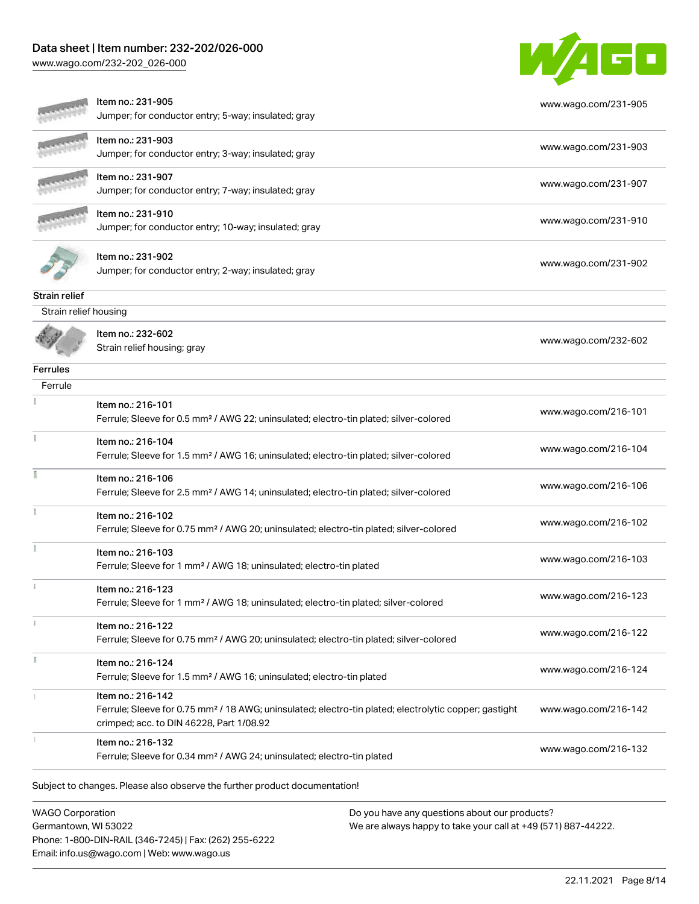| | |
|---|---|
| Item no.: 231-905<br>Jumper; for conductor entry; 5-way; insulated; gray | www.wago.com/231-905 |
| Item no.: 231-903<br>Jumper; for conductor entry; 3-way; insulated; gray | www.wago.com/231-903 |
| Item no.: 231-907<br>Jumper; for conductor entry; 7-way; insulated; gray | www.wago.com/231-907 |
| Item no.: 231-910<br>Jumper; for conductor entry; 10-way; insulated; gray | www.wago.com/231-910 |
| Item no.: 231-902<br>Jumper; for conductor entry; 2-way; insulated; gray | www.wago.com/231-902 |

**Strain relief**

Strain relief housing

| | |
|---|---|
| Item no.: 232-602<br>Strain relief housing; gray | www.wago.com/232-602 |

**Ferrules**

Ferrule

| | |
|---|---|
| Item no.: 216-101<br>Ferrule; Sleeve for 0.5 mm² / AWG 22; uninsulated; electro-tin plated; silver-colored | www.wago.com/216-101 |
| Item no.: 216-104<br>Ferrule; Sleeve for 1.5 mm² / AWG 16; uninsulated; electro-tin plated; silver-colored | www.wago.com/216-104 |
| Item no.: 216-106<br>Ferrule; Sleeve for 2.5 mm² / AWG 14; uninsulated; electro-tin plated; silver-colored | www.wago.com/216-106 |
| Item no.: 216-102<br>Ferrule; Sleeve for 0.75 mm² / AWG 20; uninsulated; electro-tin plated; silver-colored | www.wago.com/216-102 |
| Item no.: 216-103<br>Ferrule; Sleeve for 1 mm² / AWG 18; uninsulated; electro-tin plated | www.wago.com/216-103 |
| Item no.: 216-123<br>Ferrule; Sleeve for 1 mm² / AWG 18; uninsulated; electro-tin plated; silver-colored | www.wago.com/216-123 |
| Item no.: 216-122<br>Ferrule; Sleeve for 0.75 mm² / AWG 20; uninsulated; electro-tin plated; silver-colored | www.wago.com/216-122 |
| Item no.: 216-124<br>Ferrule; Sleeve for 1.5 mm² / AWG 16; uninsulated; electro-tin plated | www.wago.com/216-124 |
| Item no.: 216-142<br>Ferrule; Sleeve for 0.75 mm² / 18 AWG; uninsulated; electro-tin plated; electrolytic copper; gastight crimped; acc. to DIN 46228, Part 1/08.92 | www.wago.com/216-142 |
| Item no.: 216-132<br>Ferrule; Sleeve for 0.34 mm² / AWG 24; uninsulated; electro-tin plated | www.wago.com/216-132 |

Subject to changes. Please also observe the further product documentation!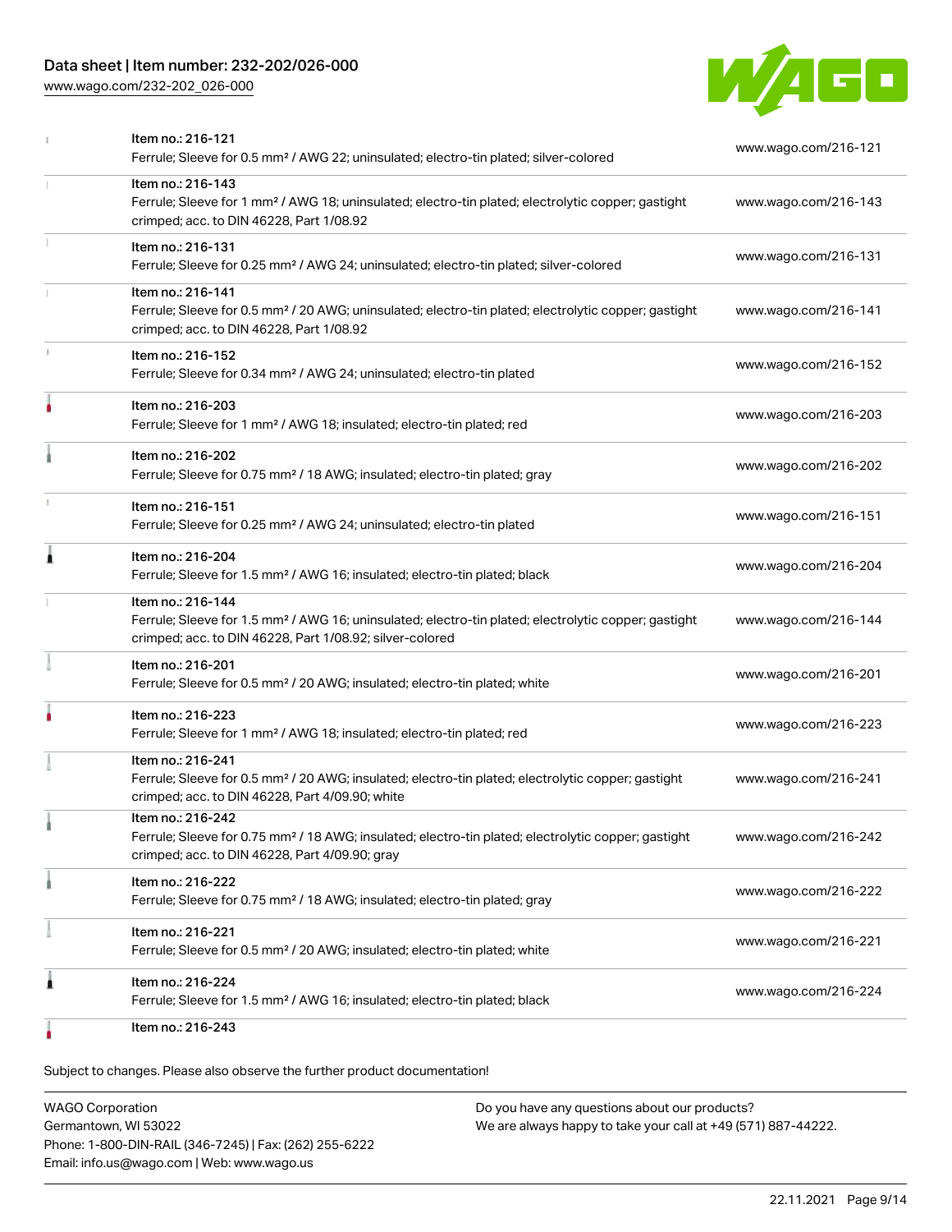| Item | Description | Link |
| --- | --- | --- |
| Item no.: 216-121 | Ferrule; Sleeve for 0.5 mm² / AWG 22; uninsulated; electro-tin plated; silver-colored | www.wago.com/216-121 |
| Item no.: 216-143 | Ferrule; Sleeve for 1 mm² / AWG 18; uninsulated; electro-tin plated; electrolytic copper; gastight crimped; acc. to DIN 46228, Part 1/08.92 | www.wago.com/216-143 |
| Item no.: 216-131 | Ferrule; Sleeve for 0.25 mm² / AWG 24; uninsulated; electro-tin plated; silver-colored | www.wago.com/216-131 |
| Item no.: 216-141 | Ferrule; Sleeve for 0.5 mm² / 20 AWG; uninsulated; electro-tin plated; electrolytic copper; gastight crimped; acc. to DIN 46228, Part 1/08.92 | www.wago.com/216-141 |
| Item no.: 216-152 | Ferrule; Sleeve for 0.34 mm² / AWG 24; uninsulated; electro-tin plated | www.wago.com/216-152 |
| Item no.: 216-203 | Ferrule; Sleeve for 1 mm² / AWG 18; insulated; electro-tin plated; red | www.wago.com/216-203 |
| Item no.: 216-202 | Ferrule; Sleeve for 0.75 mm² / 18 AWG; insulated; electro-tin plated; gray | www.wago.com/216-202 |
| Item no.: 216-151 | Ferrule; Sleeve for 0.25 mm² / AWG 24; uninsulated; electro-tin plated | www.wago.com/216-151 |
| Item no.: 216-204 | Ferrule; Sleeve for 1.5 mm² / AWG 16; insulated; electro-tin plated; black | www.wago.com/216-204 |
| Item no.: 216-144 | Ferrule; Sleeve for 1.5 mm² / AWG 16; uninsulated; electro-tin plated; electrolytic copper; gastight crimped; acc. to DIN 46228, Part 1/08.92; silver-colored | www.wago.com/216-144 |
| Item no.: 216-201 | Ferrule; Sleeve for 0.5 mm² / 20 AWG; insulated; electro-tin plated; white | www.wago.com/216-201 |
| Item no.: 216-223 | Ferrule; Sleeve for 1 mm² / AWG 18; insulated; electro-tin plated; red | www.wago.com/216-223 |
| Item no.: 216-241 | Ferrule; Sleeve for 0.5 mm² / 20 AWG; insulated; electro-tin plated; electrolytic copper; gastight crimped; acc. to DIN 46228, Part 4/09.90; white | www.wago.com/216-241 |
| Item no.: 216-242 | Ferrule; Sleeve for 0.75 mm² / 18 AWG; insulated; electro-tin plated; electrolytic copper; gastight crimped; acc. to DIN 46228, Part 4/09.90; gray | www.wago.com/216-242 |
| Item no.: 216-222 | Ferrule; Sleeve for 0.75 mm² / 18 AWG; insulated; electro-tin plated; gray | www.wago.com/216-222 |
| Item no.: 216-221 | Ferrule; Sleeve for 0.5 mm² / 20 AWG; insulated; electro-tin plated; white | www.wago.com/216-221 |
| Item no.: 216-224 | Ferrule; Sleeve for 1.5 mm² / AWG 16; insulated; electro-tin plated; black | www.wago.com/216-224 |
| Item no.: 216-243 | | |

Subject to changes. Please also observe the further product documentation!

WAGO Corporation
Germantown, WI 53022
Phone: 1-800-DIN-RAIL (346-7245) | Fax: (262) 255-6222
Email: info.us@wago.com | Web: www.wago.us

Do you have any questions about our products?
We are always happy to take your call at +49 (571) 887-44222.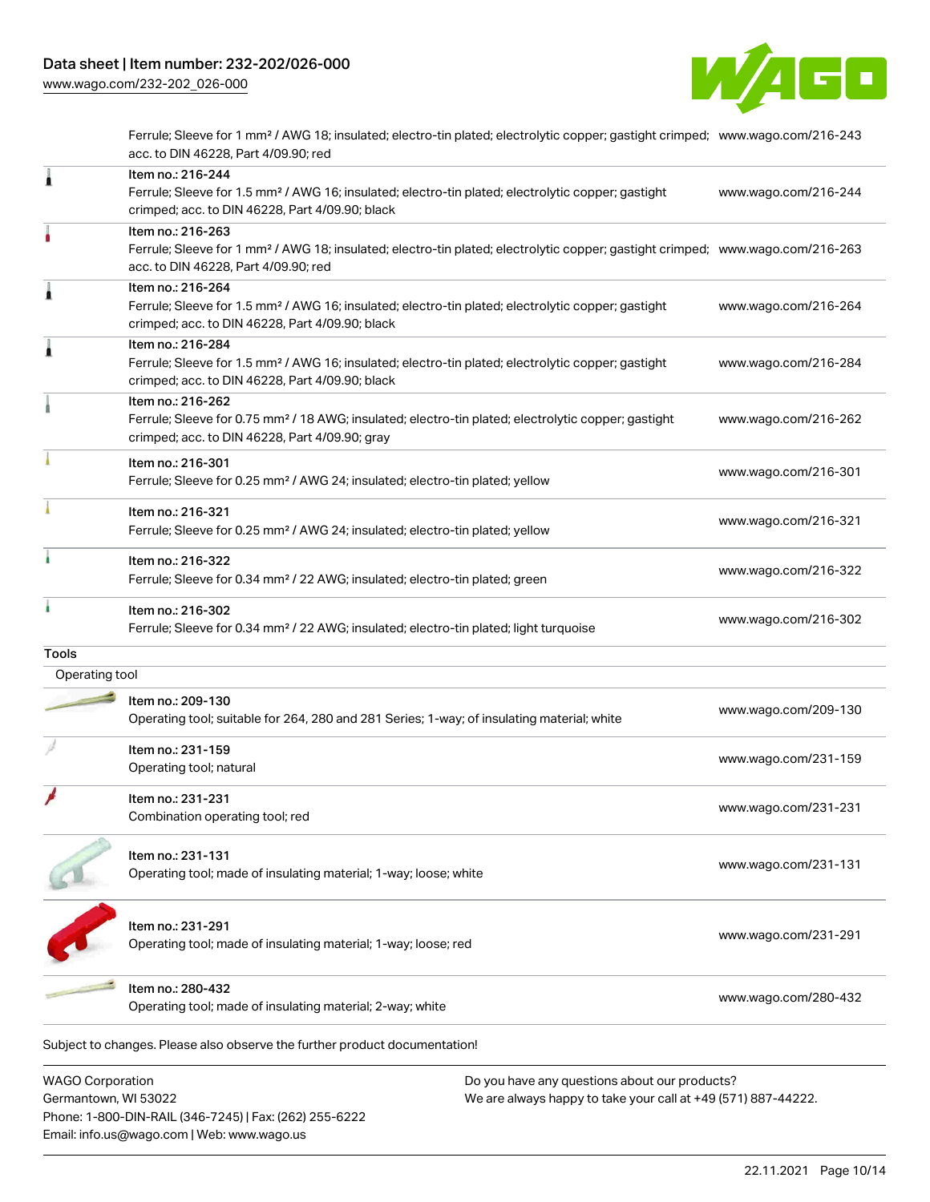| | | |
|---|---|---|
| | Ferrule; Sleeve for 1 mm² / AWG 18; insulated; electro-tin plated; electrolytic copper; gastight crimped; acc. to DIN 46228, Part 4/09.90; red | www.wago.com/216-243 |
| | Item no.: 216-244<br>Ferrule; Sleeve for 1.5 mm² / AWG 16; insulated; electro-tin plated; electrolytic copper; gastight crimped; acc. to DIN 46228, Part 4/09.90; black | www.wago.com/216-244 |
| | Item no.: 216-263<br>Ferrule; Sleeve for 1 mm² / AWG 18; insulated; electro-tin plated; electrolytic copper; gastight crimped; acc. to DIN 46228, Part 4/09.90; red | www.wago.com/216-263 |
| | Item no.: 216-264<br>Ferrule; Sleeve for 1.5 mm² / AWG 16; insulated; electro-tin plated; electrolytic copper; gastight crimped; acc. to DIN 46228, Part 4/09.90; black | www.wago.com/216-264 |
| | Item no.: 216-284<br>Ferrule; Sleeve for 1.5 mm² / AWG 16; insulated; electro-tin plated; electrolytic copper; gastight crimped; acc. to DIN 46228, Part 4/09.90; black | www.wago.com/216-284 |
| | Item no.: 216-262<br>Ferrule; Sleeve for 0.75 mm² / 18 AWG; insulated; electro-tin plated; electrolytic copper; gastight crimped; acc. to DIN 46228, Part 4/09.90; gray | www.wago.com/216-262 |
| | Item no.: 216-301<br>Ferrule; Sleeve for 0.25 mm² / AWG 24; insulated; electro-tin plated; yellow | www.wago.com/216-301 |
| | Item no.: 216-321<br>Ferrule; Sleeve for 0.25 mm² / AWG 24; insulated; electro-tin plated; yellow | www.wago.com/216-321 |
| | Item no.: 216-322<br>Ferrule; Sleeve for 0.34 mm² / 22 AWG; insulated; electro-tin plated; green | www.wago.com/216-322 |
| | Item no.: 216-302<br>Ferrule; Sleeve for 0.34 mm² / 22 AWG; insulated; electro-tin plated; light turquoise | www.wago.com/216-302 |
| **Tools** | | |
| Operating tool | | |
| | Item no.: 209-130<br>Operating tool; suitable for 264, 280 and 281 Series; 1-way; of insulating material; white | www.wago.com/209-130 |
| | Item no.: 231-159<br>Operating tool; natural | www.wago.com/231-159 |
| | Item no.: 231-231<br>Combination operating tool; red | www.wago.com/231-231 |
| | Item no.: 231-131<br>Operating tool; made of insulating material; 1-way; loose; white | www.wago.com/231-131 |
| | Item no.: 231-291<br>Operating tool; made of insulating material; 1-way; loose; red | www.wago.com/231-291 |
| | Item no.: 280-432<br>Operating tool; made of insulating material; 2-way; white | www.wago.com/280-432 |

Subject to changes. Please also observe the further product documentation!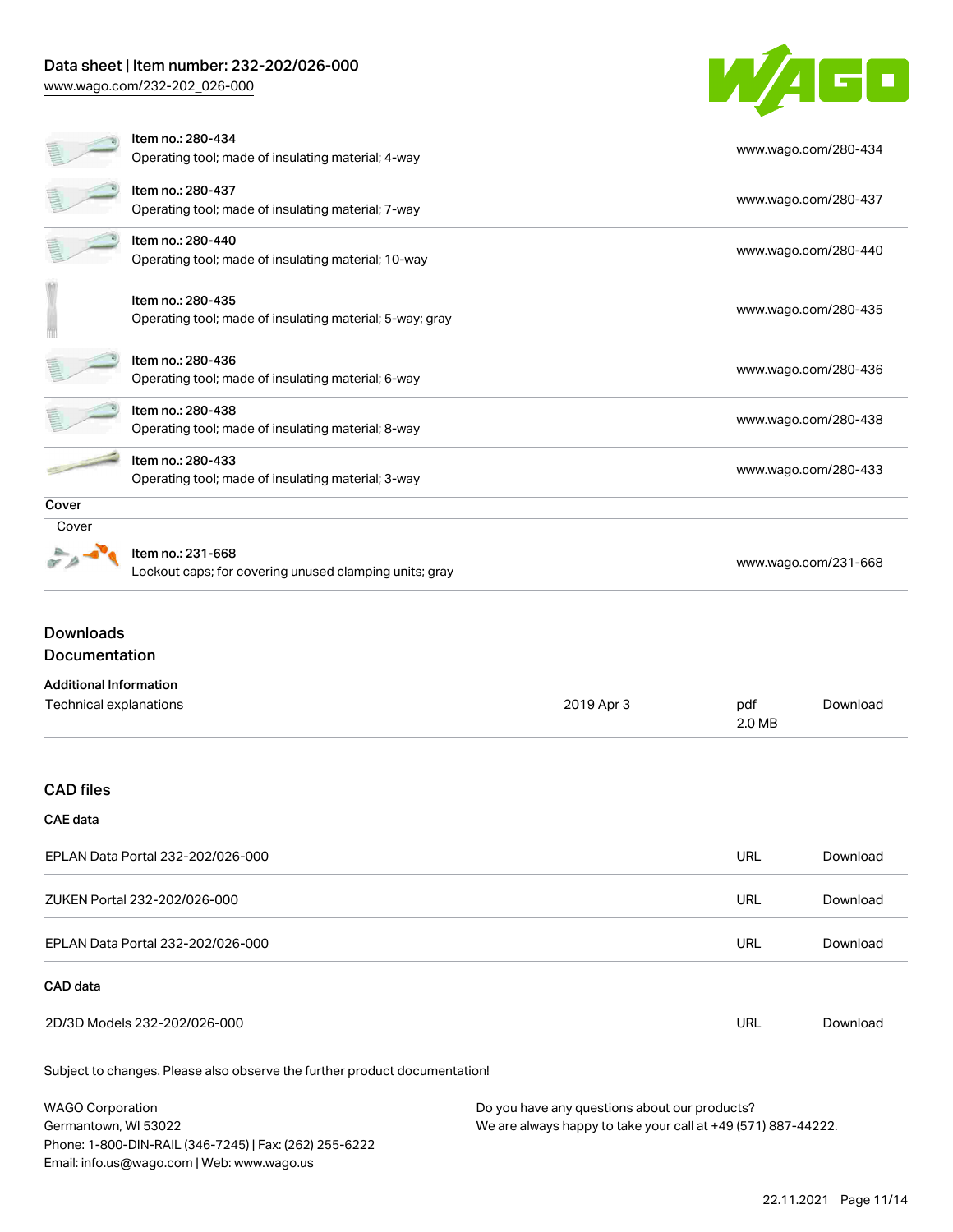| | | |
|---|---|---|
| | Item no.: 280-434<br>Operating tool; made of insulating material; 4-way | www.wago.com/280-434 |
| | Item no.: 280-437<br>Operating tool; made of insulating material; 7-way | www.wago.com/280-437 |
| | Item no.: 280-440<br>Operating tool; made of insulating material; 10-way | www.wago.com/280-440 |
| | Item no.: 280-435<br>Operating tool; made of insulating material; 5-way; gray | www.wago.com/280-435 |
| | Item no.: 280-436<br>Operating tool; made of insulating material; 6-way | www.wago.com/280-436 |
| | Item no.: 280-438<br>Operating tool; made of insulating material; 8-way | www.wago.com/280-438 |
| | Item no.: 280-433<br>Operating tool; made of insulating material; 3-way | www.wago.com/280-433 |

**Cover**

Cover

| | | |
|---|---|---|
| | Item no.: 231-668<br>Lockout caps; for covering unused clamping units; gray | www.wago.com/231-668 |

## Downloads

### Documentation

**Additional Information**

| | | | |
|---|---|---|---|
| Technical explanations | 2019 Apr 3 | pdf<br>2.0 MB | Download |

### CAD files

**CAE data**

| | | |
|---|---|---|
| EPLAN Data Portal 232-202/026-000 | URL | Download |
| ZUKEN Portal 232-202/026-000 | URL | Download |
| EPLAN Data Portal 232-202/026-000 | URL | Download |

**CAD data**

| | | |
|---|---|---|
| 2D/3D Models 232-202/026-000 | URL | Download |

Subject to changes. Please also observe the further product documentation!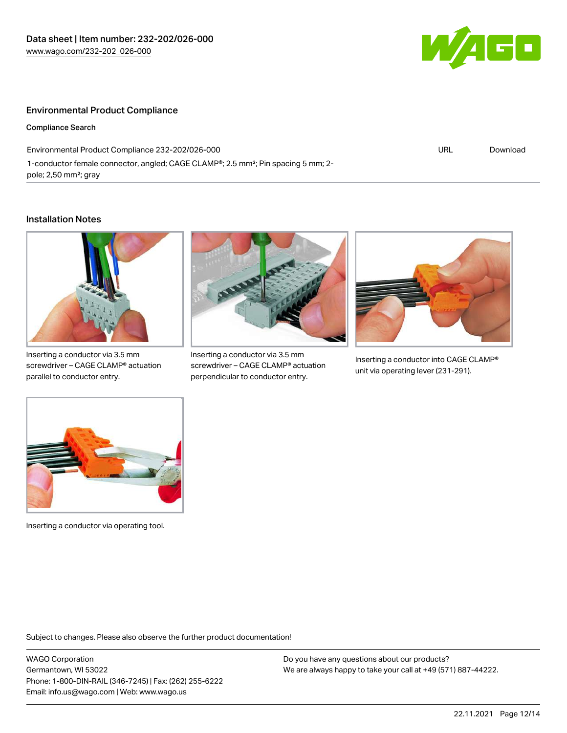## Environmental Product Compliance

### Compliance Search

| Environmental Product Compliance 232-202/026-000 | URL | Download |
| --- | --- | --- |
| 1-conductor female connector, angled; CAGE CLAMP®; 2.5 mm²; Pin spacing 5 mm; 2-pole; 2,50 mm²; gray | | |

## Installation Notes

Inserting a conductor via 3.5 mm screwdriver – CAGE CLAMP® actuation parallel to conductor entry.

Inserting a conductor via 3.5 mm screwdriver – CAGE CLAMP® actuation perpendicular to conductor entry.

Inserting a conductor into CAGE CLAMP® unit via operating lever (231-291).

Inserting a conductor via operating tool.

Subject to changes. Please also observe the further product documentation!

WAGO Corporation
Germantown, WI 53022
Phone: 1-800-DIN-RAIL (346-7245) | Fax: (262) 255-6222
Email: info.us@wago.com | Web: www.wago.us

Do you have any questions about our products?
We are always happy to take your call at +49 (571) 887-44222.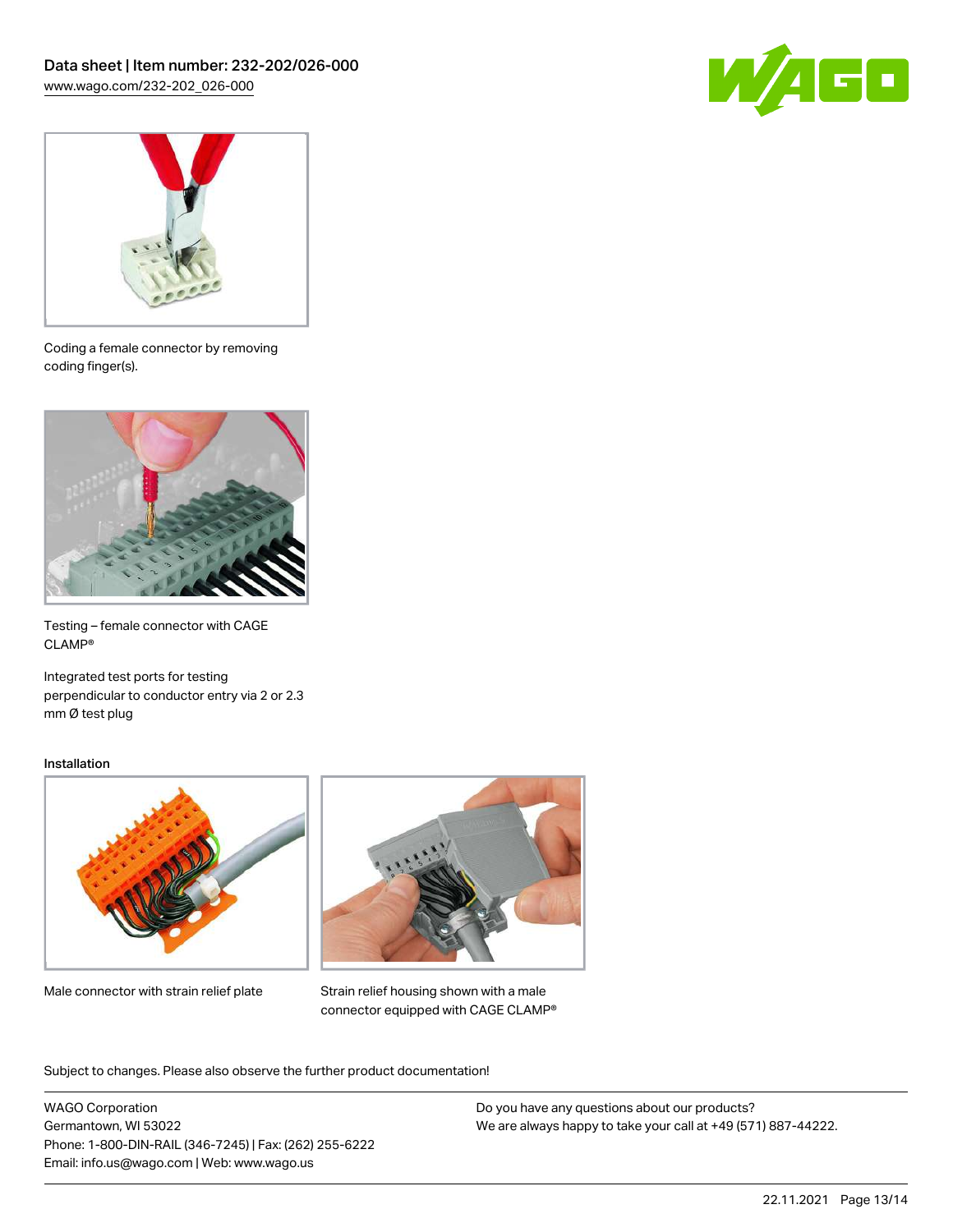Coding a female connector by removing coding finger(s).

Testing – female connector with CAGE CLAMP®

Integrated test ports for testing perpendicular to conductor entry via 2 or 2.3 mm Ø test plug

Installation

Male connector with strain relief plate

Strain relief housing shown with a male connector equipped with CAGE CLAMP®

Subject to changes. Please also observe the further product documentation!

WAGO Corporation
Germantown, WI 53022
Phone: 1-800-DIN-RAIL (346-7245) | Fax: (262) 255-6222
Email: info.us@wago.com | Web: www.wago.us

Do you have any questions about our products?
We are always happy to take your call at +49 (571) 887-44222.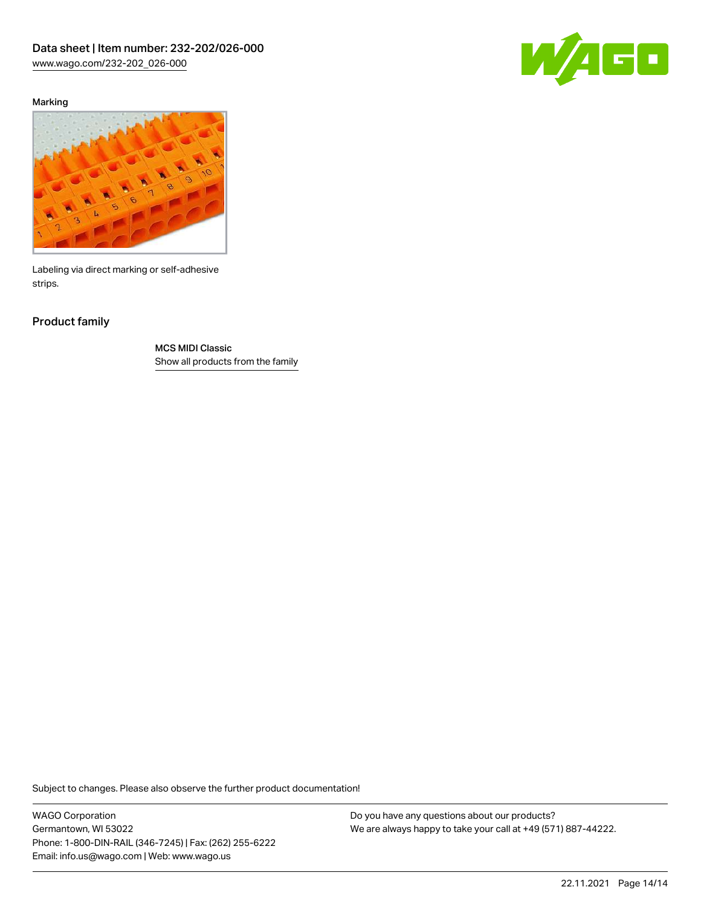Marking

Labeling via direct marking or self-adhesive strips.

## Product family

MCS MIDI Classic
Show all products from the family

Subject to changes. Please also observe the further product documentation!

WAGO Corporation
Germantown, WI 53022
Phone: 1-800-DIN-RAIL (346-7245) | Fax: (262) 255-6222
Email: info.us@wago.com | Web: www.wago.us

Do you have any questions about our products?
We are always happy to take your call at +49 (571) 887-44222.